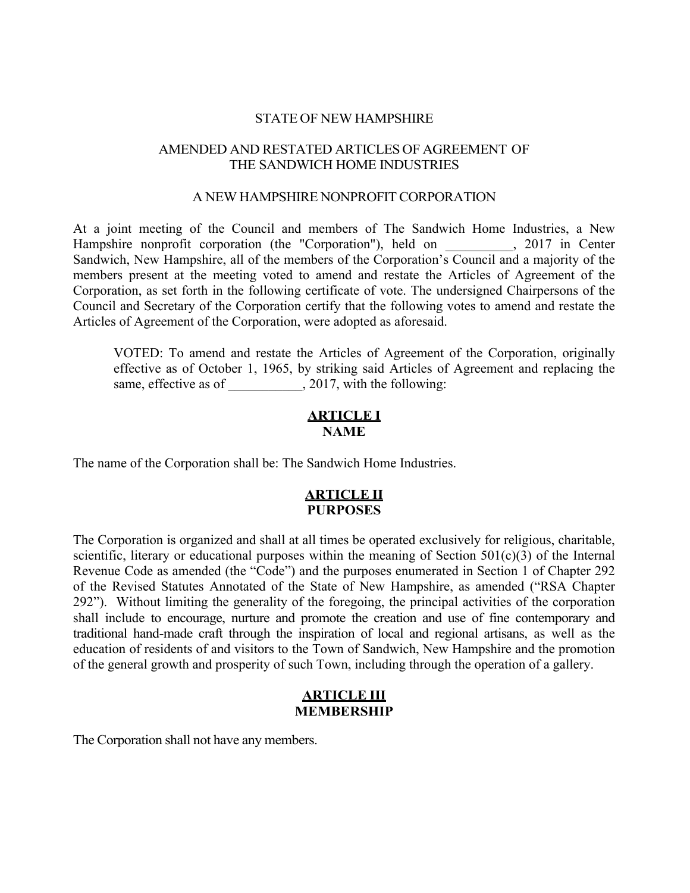STATE OF NEW HAMPSHIRE

AMENDED AND RESTATED ARTICLES OF AGREEMENT OF THE SANDWICH HOME INDUSTRIES

A NEW HAMPSHIRE NONPROFIT CORPORATION

At a joint meeting of the Council and members of The Sandwich Home Industries, a New Hampshire nonprofit corporation (the "Corporation"), held on __________, 2017 in Center Sandwich, New Hampshire, all of the members of the Corporation's Council and a majority of the members present at the meeting voted to amend and restate the Articles of Agreement of the Corporation, as set forth in the following certificate of vote. The undersigned Chairpersons of the Council and Secretary of the Corporation certify that the following votes to amend and restate the Articles of Agreement of the Corporation, were adopted as aforesaid.

> VOTED: To amend and restate the Articles of Agreement of the Corporation, originally effective as of October 1, 1965, by striking said Articles of Agreement and replacing the same, effective as of ___________, 2017, with the following:

## ARTICLE I
## NAME

The name of the Corporation shall be: The Sandwich Home Industries.

## ARTICLE II
## PURPOSES

The Corporation is organized and shall at all times be operated exclusively for religious, charitable, scientific, literary or educational purposes within the meaning of Section 501(c)(3) of the Internal Revenue Code as amended (the "Code") and the purposes enumerated in Section 1 of Chapter 292 of the Revised Statutes Annotated of the State of New Hampshire, as amended ("RSA Chapter 292"). Without limiting the generality of the foregoing, the principal activities of the corporation shall include to encourage, nurture and promote the creation and use of fine contemporary and traditional hand-made craft through the inspiration of local and regional artisans, as well as the education of residents of and visitors to the Town of Sandwich, New Hampshire and the promotion of the general growth and prosperity of such Town, including through the operation of a gallery.

## ARTICLE III
## MEMBERSHIP

The Corporation shall not have any members.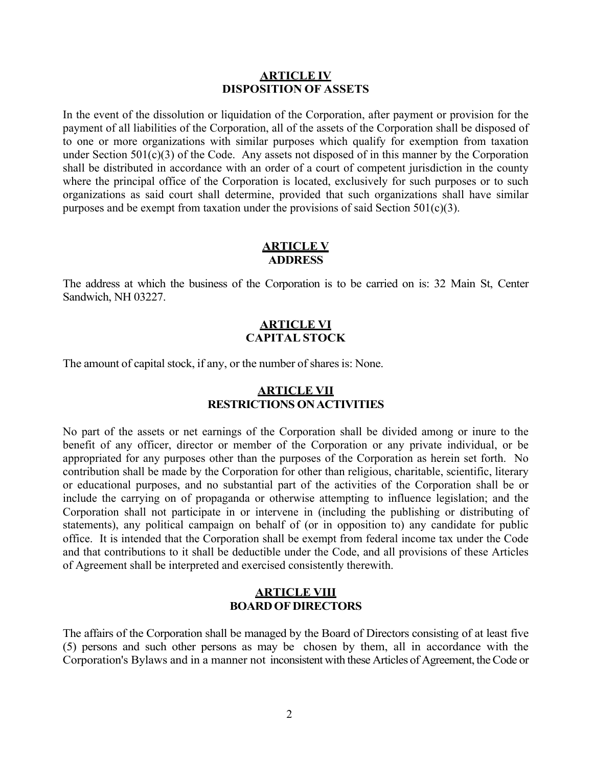## ARTICLE IV
## DISPOSITION OF ASSETS

In the event of the dissolution or liquidation of the Corporation, after payment or provision for the payment of all liabilities of the Corporation, all of the assets of the Corporation shall be disposed of to one or more organizations with similar purposes which qualify for exemption from taxation under Section 501(c)(3) of the Code. Any assets not disposed of in this manner by the Corporation shall be distributed in accordance with an order of a court of competent jurisdiction in the county where the principal office of the Corporation is located, exclusively for such purposes or to such organizations as said court shall determine, provided that such organizations shall have similar purposes and be exempt from taxation under the provisions of said Section 501(c)(3).

## ARTICLE V
## ADDRESS

The address at which the business of the Corporation is to be carried on is: 32 Main St, Center Sandwich, NH 03227.

## ARTICLE VI
## CAPITAL STOCK

The amount of capital stock, if any, or the number of shares is: None.

## ARTICLE VII
## RESTRICTIONS ON ACTIVITIES

No part of the assets or net earnings of the Corporation shall be divided among or inure to the benefit of any officer, director or member of the Corporation or any private individual, or be appropriated for any purposes other than the purposes of the Corporation as herein set forth. No contribution shall be made by the Corporation for other than religious, charitable, scientific, literary or educational purposes, and no substantial part of the activities of the Corporation shall be or include the carrying on of propaganda or otherwise attempting to influence legislation; and the Corporation shall not participate in or intervene in (including the publishing or distributing of statements), any political campaign on behalf of (or in opposition to) any candidate for public office. It is intended that the Corporation shall be exempt from federal income tax under the Code and that contributions to it shall be deductible under the Code, and all provisions of these Articles of Agreement shall be interpreted and exercised consistently therewith.

## ARTICLE VIII
## BOARD OF DIRECTORS

The affairs of the Corporation shall be managed by the Board of Directors consisting of at least five (5) persons and such other persons as may be chosen by them, all in accordance with the Corporation's Bylaws and in a manner not inconsistent with these Articles of Agreement, the Code or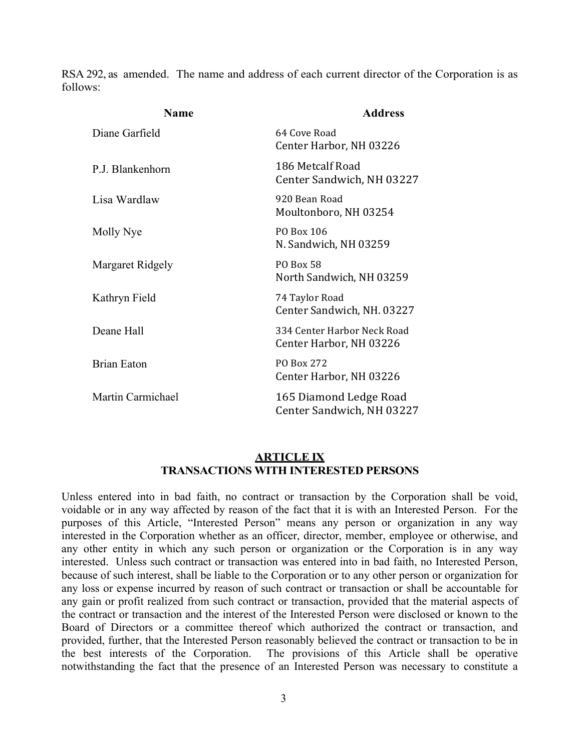RSA 292, as amended. The name and address of each current director of the Corporation is as follows:

| Name | Address |
|---|---|
| Diane Garfield | 64 Cove Road<br>Center Harbor, NH 03226 |
| P.J. Blankenhorn | 186 Metcalf Road<br>Center Sandwich, NH 03227 |
| Lisa Wardlaw | 920 Bean Road<br>Moultonboro, NH 03254 |
| Molly Nye | PO Box 106<br>N. Sandwich, NH 03259 |
| Margaret Ridgely | PO Box 58<br>North Sandwich, NH 03259 |
| Kathryn Field | 74 Taylor Road<br>Center Sandwich, NH. 03227 |
| Deane Hall | 334 Center Harbor Neck Road<br>Center Harbor, NH 03226 |
| Brian Eaton | PO Box 272<br>Center Harbor, NH 03226 |
| Martin Carmichael | 165 Diamond Ledge Road<br>Center Sandwich, NH 03227 |

## ARTICLE IX
## TRANSACTIONS WITH INTERESTED PERSONS

Unless entered into in bad faith, no contract or transaction by the Corporation shall be void, voidable or in any way affected by reason of the fact that it is with an Interested Person. For the purposes of this Article, "Interested Person" means any person or organization in any way interested in the Corporation whether as an officer, director, member, employee or otherwise, and any other entity in which any such person or organization or the Corporation is in any way interested. Unless such contract or transaction was entered into in bad faith, no Interested Person, because of such interest, shall be liable to the Corporation or to any other person or organization for any loss or expense incurred by reason of such contract or transaction or shall be accountable for any gain or profit realized from such contract or transaction, provided that the material aspects of the contract or transaction and the interest of the Interested Person were disclosed or known to the Board of Directors or a committee thereof which authorized the contract or transaction, and provided, further, that the Interested Person reasonably believed the contract or transaction to be in the best interests of the Corporation. The provisions of this Article shall be operative notwithstanding the fact that the presence of an Interested Person was necessary to constitute a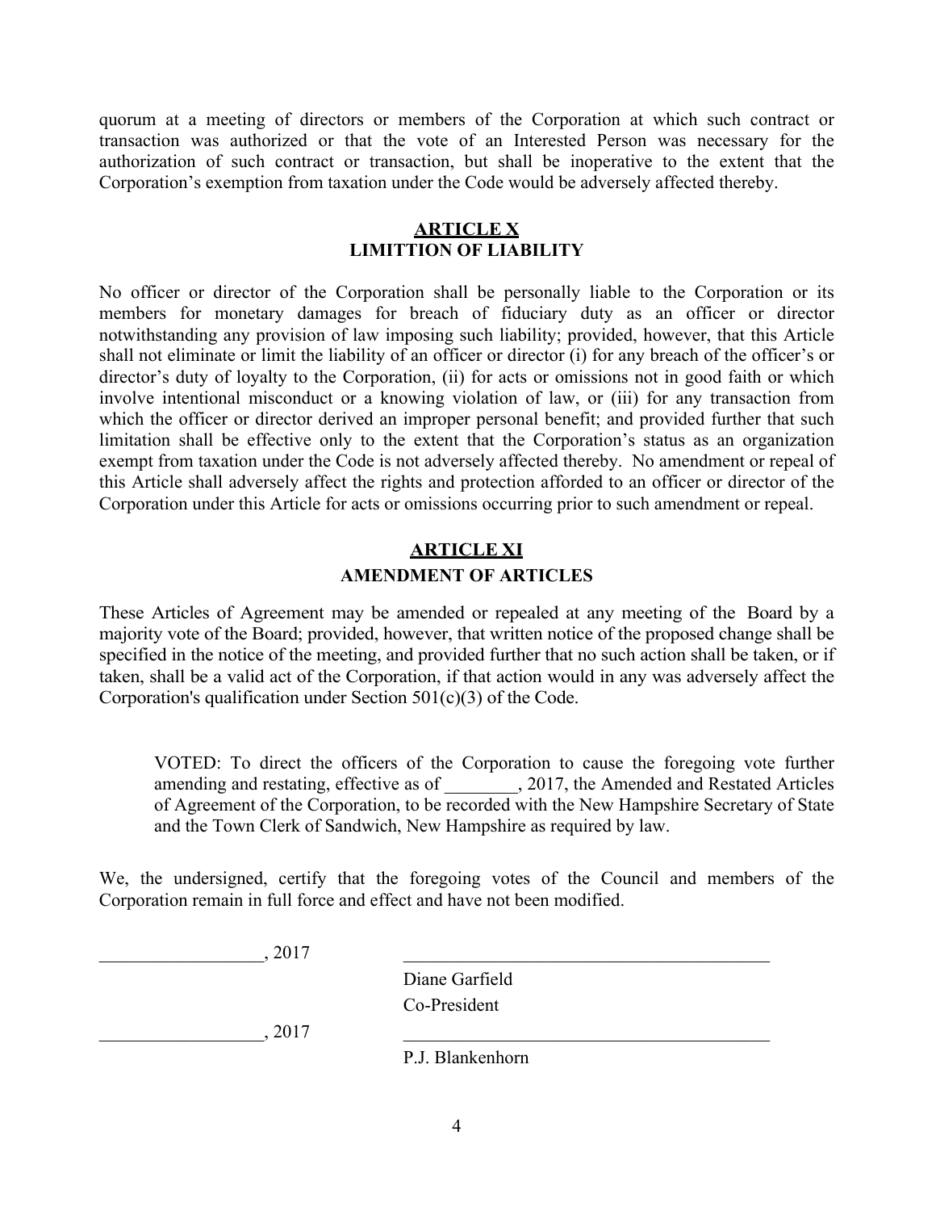quorum at a meeting of directors or members of the Corporation at which such contract or transaction was authorized or that the vote of an Interested Person was necessary for the authorization of such contract or transaction, but shall be inoperative to the extent that the Corporation's exemption from taxation under the Code would be adversely affected thereby.

## ARTICLE X
## LIMITTION OF LIABILITY

No officer or director of the Corporation shall be personally liable to the Corporation or its members for monetary damages for breach of fiduciary duty as an officer or director notwithstanding any provision of law imposing such liability; provided, however, that this Article shall not eliminate or limit the liability of an officer or director (i) for any breach of the officer's or director's duty of loyalty to the Corporation, (ii) for acts or omissions not in good faith or which involve intentional misconduct or a knowing violation of law, or (iii) for any transaction from which the officer or director derived an improper personal benefit; and provided further that such limitation shall be effective only to the extent that the Corporation's status as an organization exempt from taxation under the Code is not adversely affected thereby. No amendment or repeal of this Article shall adversely affect the rights and protection afforded to an officer or director of the Corporation under this Article for acts or omissions occurring prior to such amendment or repeal.

## ARTICLE XI
## AMENDMENT OF ARTICLES

These Articles of Agreement may be amended or repealed at any meeting of the Board by a majority vote of the Board; provided, however, that written notice of the proposed change shall be specified in the notice of the meeting, and provided further that no such action shall be taken, or if taken, shall be a valid act of the Corporation, if that action would in any was adversely affect the Corporation's qualification under Section 501(c)(3) of the Code.

> VOTED: To direct the officers of the Corporation to cause the foregoing vote further amending and restating, effective as of ________, 2017, the Amended and Restated Articles of Agreement of the Corporation, to be recorded with the New Hampshire Secretary of State and the Town Clerk of Sandwich, New Hampshire as required by law.

We, the undersigned, certify that the foregoing votes of the Council and members of the Corporation remain in full force and effect and have not been modified.

__________________, 2017 _________________________________________

Diane Garfield
Co-President

__________________, 2017 _________________________________________

P.J. Blankenhorn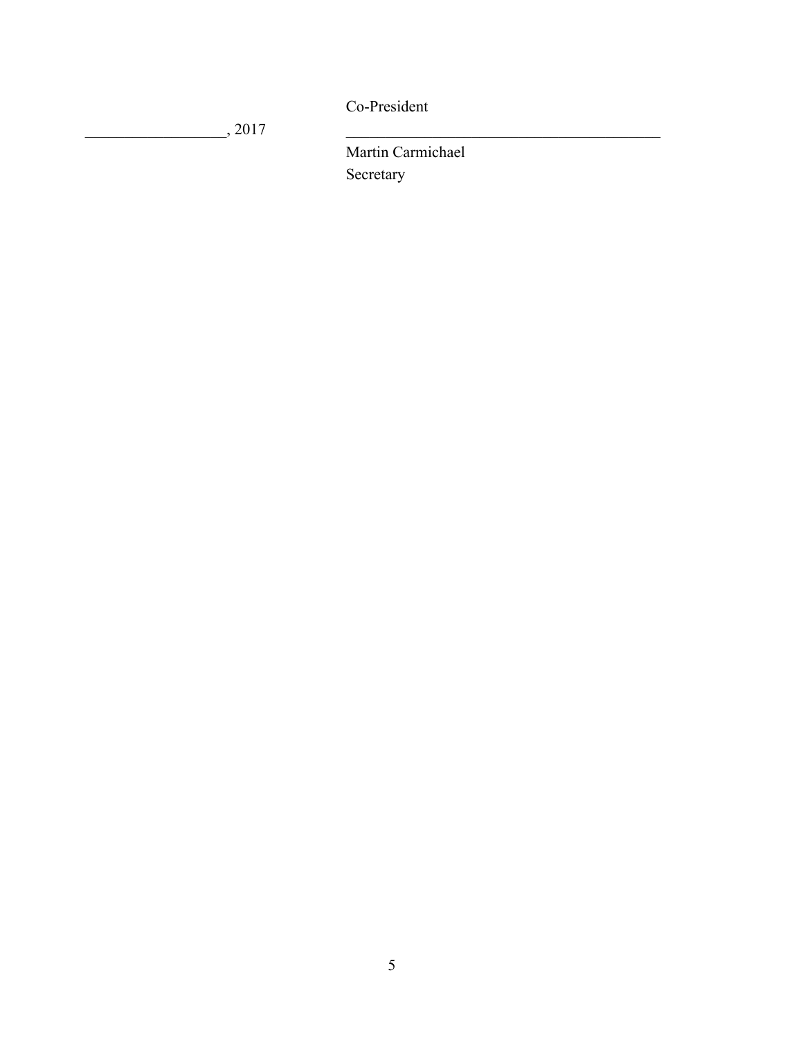Co-President

__________________, 2017 ____________________________________________

Martin Carmichael
Secretary